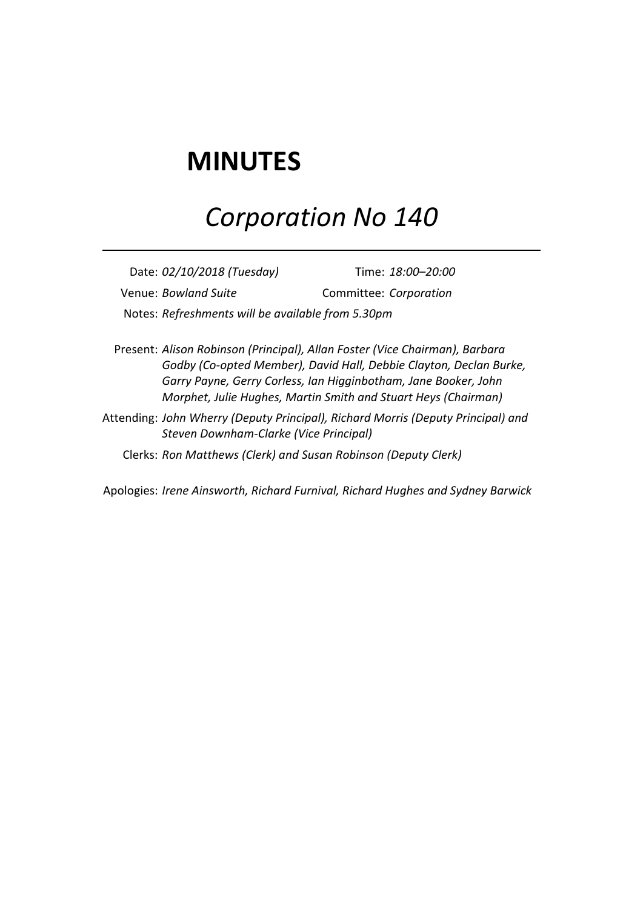# MINUTES

## *Corporation No 140*

---

Date: *02/10/2018 (Tuesday)* Time: *18:00–20:00*

Venue: *Bowland Suite* Committee: *Corporation*

Notes: *Refreshments will be available from 5.30pm*

Present: *Alison Robinson (Principal), Allan Foster (Vice Chairman), Barbara Godby (Co-opted Member), David Hall, Debbie Clayton, Declan Burke, Garry Payne, Gerry Corless, Ian Higginbotham, Jane Booker, John Morphet, Julie Hughes, Martin Smith and Stuart Heys (Chairman)*

Attending: *John Wherry (Deputy Principal), Richard Morris (Deputy Principal) and Steven Downham-Clarke (Vice Principal)*

Clerks: *Ron Matthews (Clerk) and Susan Robinson (Deputy Clerk)*

Apologies: *Irene Ainsworth, Richard Furnival, Richard Hughes and Sydney Barwick*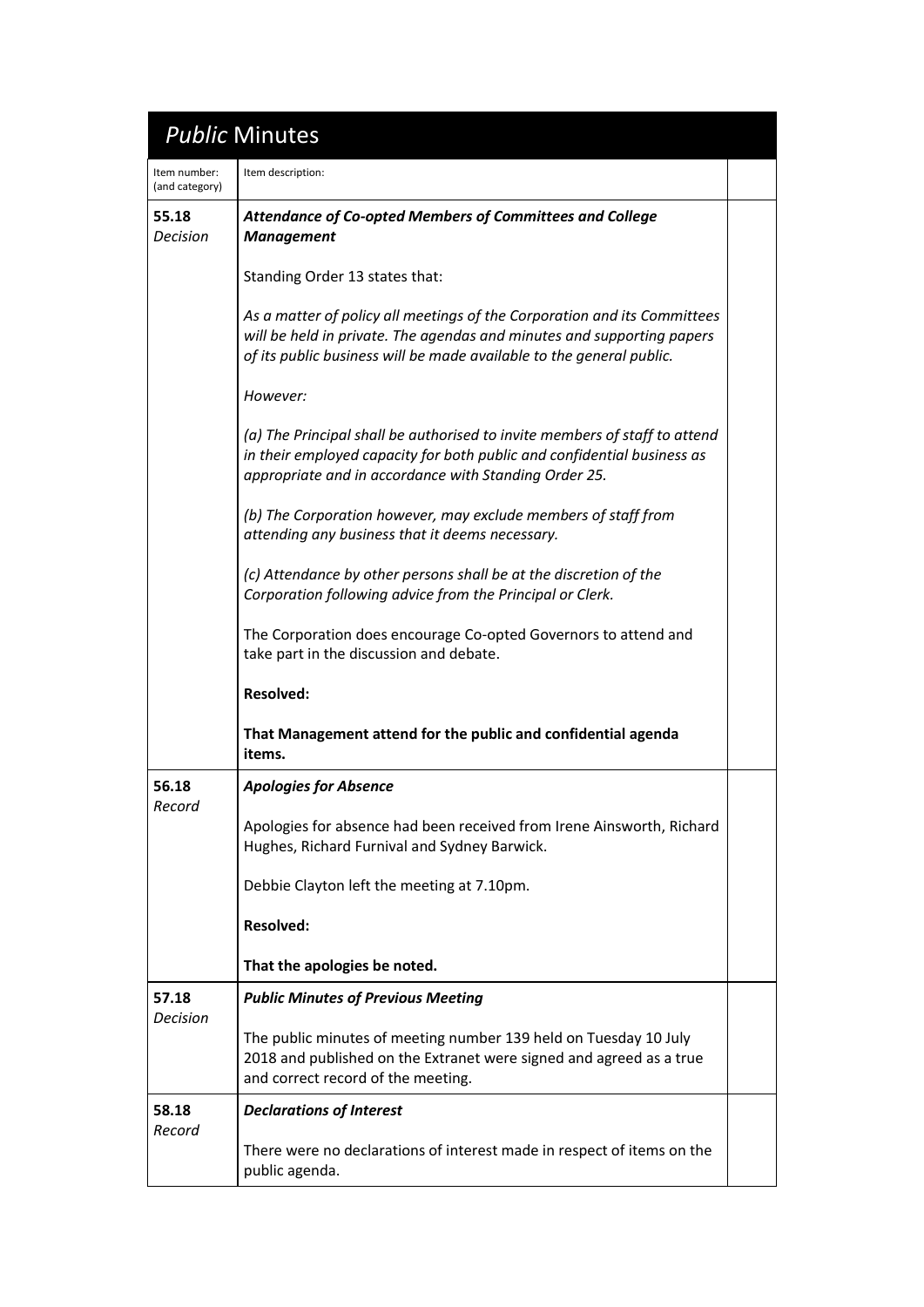# *Public* Minutes

| Item number: (and category) | Item description: | |
|---|---|---|
| **55.18** *Decision* | ***Attendance of Co-opted Members of Committees and College Management*** <br><br> Standing Order 13 states that: <br><br> *As a matter of policy all meetings of the Corporation and its Committees will be held in private. The agendas and minutes and supporting papers of its public business will be made available to the general public.* <br><br> *However:* <br><br> *(a) The Principal shall be authorised to invite members of staff to attend in their employed capacity for both public and confidential business as appropriate and in accordance with Standing Order 25.* <br><br> *(b) The Corporation however, may exclude members of staff from attending any business that it deems necessary.* <br><br> *(c) Attendance by other persons shall be at the discretion of the Corporation following advice from the Principal or Clerk.* <br><br> The Corporation does encourage Co-opted Governors to attend and take part in the discussion and debate. <br><br> **Resolved:** <br><br> **That Management attend for the public and confidential agenda items.** | |
| **56.18** *Record* | ***Apologies for Absence*** <br><br> Apologies for absence had been received from Irene Ainsworth, Richard Hughes, Richard Furnival and Sydney Barwick. <br><br> Debbie Clayton left the meeting at 7.10pm. <br><br> **Resolved:** <br><br> **That the apologies be noted.** | |
| **57.18** *Decision* | ***Public Minutes of Previous Meeting*** <br><br> The public minutes of meeting number 139 held on Tuesday 10 July 2018 and published on the Extranet were signed and agreed as a true and correct record of the meeting. | |
| **58.18** *Record* | ***Declarations of Interest*** <br><br> There were no declarations of interest made in respect of items on the public agenda. | |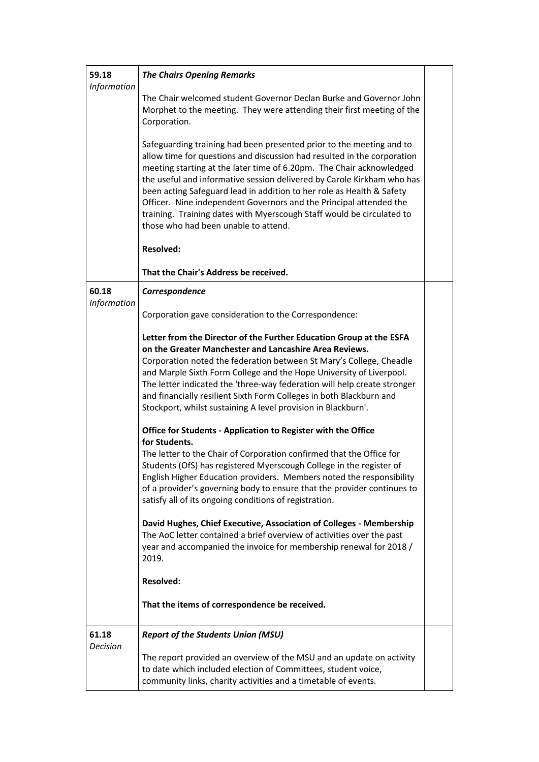| | | |
|---|---|---|
| **59.18**<br>*Information* | ***The Chairs Opening Remarks***<br><br>The Chair welcomed student Governor Declan Burke and Governor John Morphet to the meeting. They were attending their first meeting of the Corporation.<br><br>Safeguarding training had been presented prior to the meeting and to allow time for questions and discussion had resulted in the corporation meeting starting at the later time of 6.20pm. The Chair acknowledged the useful and informative session delivered by Carole Kirkham who has been acting Safeguard lead in addition to her role as Health & Safety Officer. Nine independent Governors and the Principal attended the training. Training dates with Myerscough Staff would be circulated to those who had been unable to attend.<br><br>**Resolved:**<br><br>**That the Chair's Address be received.** | |
| **60.18**<br>*Information* | ***Correspondence***<br><br>Corporation gave consideration to the Correspondence:<br><br>**Letter from the Director of the Further Education Group at the ESFA on the Greater Manchester and Lancashire Area Reviews.**<br>Corporation noted the federation between St Mary's College, Cheadle and Marple Sixth Form College and the Hope University of Liverpool. The letter indicated the 'three-way federation will help create stronger and financially resilient Sixth Form Colleges in both Blackburn and Stockport, whilst sustaining A level provision in Blackburn'.<br><br>**Office for Students - Application to Register with the Office for Students.**<br>The letter to the Chair of Corporation confirmed that the Office for Students (OfS) has registered Myerscough College in the register of English Higher Education providers. Members noted the responsibility of a provider's governing body to ensure that the provider continues to satisfy all of its ongoing conditions of registration.<br><br>**David Hughes, Chief Executive, Association of Colleges - Membership**<br>The AoC letter contained a brief overview of activities over the past year and accompanied the invoice for membership renewal for 2018 / 2019.<br><br>**Resolved:**<br><br>**That the items of correspondence be received.** | |
| **61.18**<br>*Decision* | ***Report of the Students Union (MSU)***<br><br>The report provided an overview of the MSU and an update on activity to date which included election of Committees, student voice, community links, charity activities and a timetable of events. | |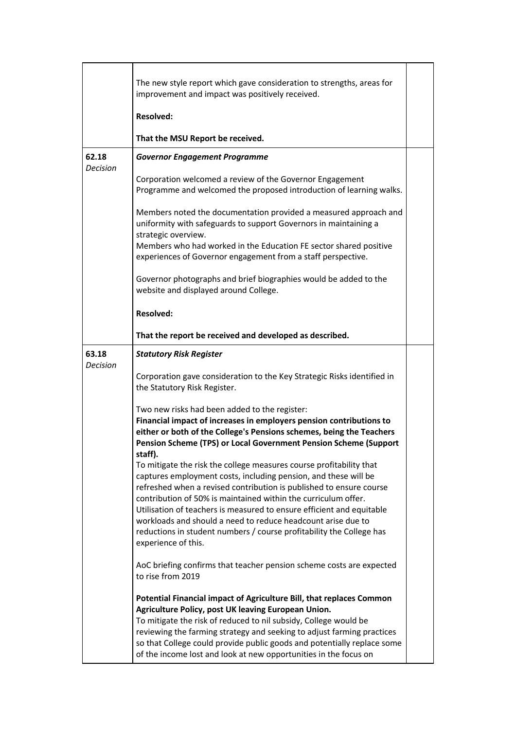| | | |
|---|---|---|
| | The new style report which gave consideration to strengths, areas for improvement and impact was positively received.<br><br>**Resolved:**<br><br>**That the MSU Report be received.** | |
| 62.18<br>*Decision* | ***Governor Engagement Programme***<br><br>Corporation welcomed a review of the Governor Engagement Programme and welcomed the proposed introduction of learning walks.<br><br>Members noted the documentation provided a measured approach and uniformity with safeguards to support Governors in maintaining a strategic overview.<br>Members who had worked in the Education FE sector shared positive experiences of Governor engagement from a staff perspective.<br><br>Governor photographs and brief biographies would be added to the website and displayed around College.<br><br>**Resolved:**<br><br>**That the report be received and developed as described.** | |
| 63.18<br>*Decision* | ***Statutory Risk Register***<br><br>Corporation gave consideration to the Key Strategic Risks identified in the Statutory Risk Register.<br><br>Two new risks had been added to the register:<br>**Financial impact of increases in employers pension contributions to either or both of the College's Pensions schemes, being the Teachers Pension Scheme (TPS) or Local Government Pension Scheme (Support staff).**<br>To mitigate the risk the college measures course profitability that captures employment costs, including pension, and these will be refreshed when a revised contribution is published to ensure course contribution of 50% is maintained within the curriculum offer.<br>Utilisation of teachers is measured to ensure efficient and equitable workloads and should a need to reduce headcount arise due to reductions in student numbers / course profitability the College has experience of this.<br><br>AoC briefing confirms that teacher pension scheme costs are expected to rise from 2019<br><br>**Potential Financial impact of Agriculture Bill, that replaces Common Agriculture Policy, post UK leaving European Union.**<br>To mitigate the risk of reduced to nil subsidy, College would be reviewing the farming strategy and seeking to adjust farming practices so that College could provide public goods and potentially replace some of the income lost and look at new opportunities in the focus on | |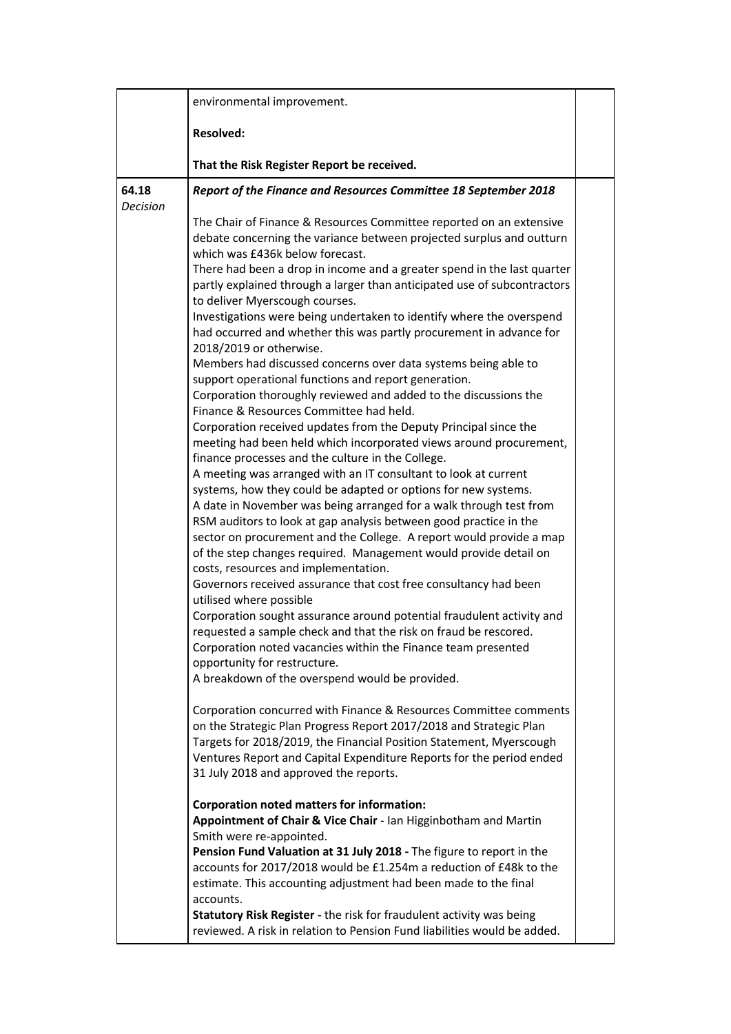| | | |
|---|---|---|
| | environmental improvement.<br><br>**Resolved:**<br><br>**That the Risk Register Report be received.** | |
| 64.18<br>*Decision* | ***Report of the Finance and Resources Committee 18 September 2018***<br><br>The Chair of Finance & Resources Committee reported on an extensive debate concerning the variance between projected surplus and outturn which was £436k below forecast.<br>There had been a drop in income and a greater spend in the last quarter partly explained through a larger than anticipated use of subcontractors to deliver Myerscough courses.<br>Investigations were being undertaken to identify where the overspend had occurred and whether this was partly procurement in advance for 2018/2019 or otherwise.<br>Members had discussed concerns over data systems being able to support operational functions and report generation.<br>Corporation thoroughly reviewed and added to the discussions the Finance & Resources Committee had held.<br>Corporation received updates from the Deputy Principal since the meeting had been held which incorporated views around procurement, finance processes and the culture in the College.<br>A meeting was arranged with an IT consultant to look at current systems, how they could be adapted or options for new systems.<br>A date in November was being arranged for a walk through test from RSM auditors to look at gap analysis between good practice in the sector on procurement and the College. A report would provide a map of the step changes required. Management would provide detail on costs, resources and implementation.<br>Governors received assurance that cost free consultancy had been utilised where possible<br>Corporation sought assurance around potential fraudulent activity and requested a sample check and that the risk on fraud be rescored.<br>Corporation noted vacancies within the Finance team presented opportunity for restructure.<br>A breakdown of the overspend would be provided.<br><br>Corporation concurred with Finance & Resources Committee comments on the Strategic Plan Progress Report 2017/2018 and Strategic Plan Targets for 2018/2019, the Financial Position Statement, Myerscough Ventures Report and Capital Expenditure Reports for the period ended 31 July 2018 and approved the reports.<br><br>**Corporation noted matters for information:**<br>**Appointment of Chair & Vice Chair** - Ian Higginbotham and Martin Smith were re-appointed.<br>**Pension Fund Valuation at 31 July 2018 -** The figure to report in the accounts for 2017/2018 would be £1.254m a reduction of £48k to the estimate. This accounting adjustment had been made to the final accounts.<br>**Statutory Risk Register -** the risk for fraudulent activity was being reviewed. A risk in relation to Pension Fund liabilities would be added. | |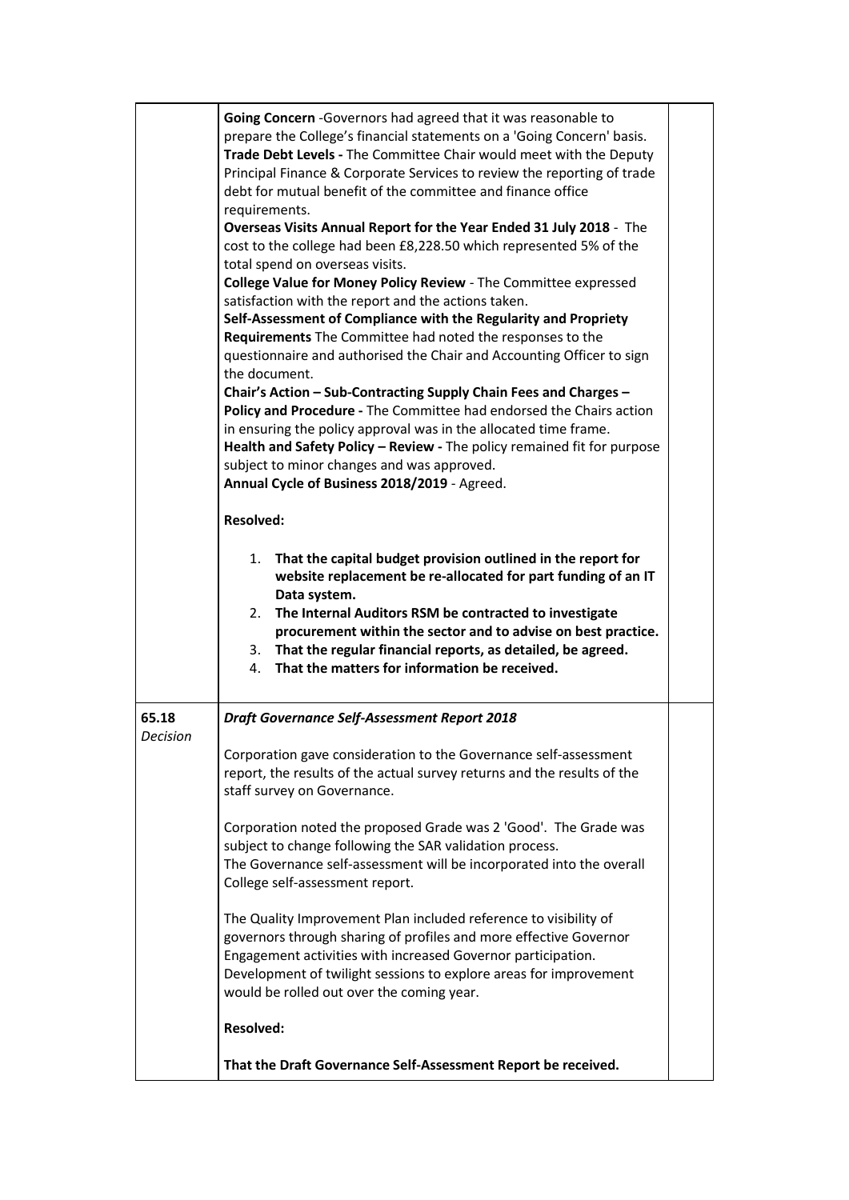| | | |
|---|---|---|
| | **Going Concern** -Governors had agreed that it was reasonable to prepare the College's financial statements on a 'Going Concern' basis.<br>**Trade Debt Levels -** The Committee Chair would meet with the Deputy Principal Finance & Corporate Services to review the reporting of trade debt for mutual benefit of the committee and finance office requirements.<br>**Overseas Visits Annual Report for the Year Ended 31 July 2018** - The cost to the college had been £8,228.50 which represented 5% of the total spend on overseas visits.<br>**College Value for Money Policy Review** - The Committee expressed satisfaction with the report and the actions taken.<br>**Self-Assessment of Compliance with the Regularity and Propriety Requirements** The Committee had noted the responses to the questionnaire and authorised the Chair and Accounting Officer to sign the document.<br>**Chair's Action – Sub-Contracting Supply Chain Fees and Charges – Policy and Procedure -** The Committee had endorsed the Chairs action in ensuring the policy approval was in the allocated time frame.<br>**Health and Safety Policy – Review -** The policy remained fit for purpose subject to minor changes and was approved.<br>**Annual Cycle of Business 2018/2019** - Agreed.<br><br>**Resolved:**<br><br>1. **That the capital budget provision outlined in the report for website replacement be re-allocated for part funding of an IT Data system.**<br>2. **The Internal Auditors RSM be contracted to investigate procurement within the sector and to advise on best practice.**<br>3. **That the regular financial reports, as detailed, be agreed.**<br>4. **That the matters for information be received.** | |
| 65.18<br>*Decision* | ***Draft Governance Self-Assessment Report 2018***<br><br>Corporation gave consideration to the Governance self-assessment report, the results of the actual survey returns and the results of the staff survey on Governance.<br><br>Corporation noted the proposed Grade was 2 'Good'. The Grade was subject to change following the SAR validation process.<br>The Governance self-assessment will be incorporated into the overall College self-assessment report.<br><br>The Quality Improvement Plan included reference to visibility of governors through sharing of profiles and more effective Governor Engagement activities with increased Governor participation. Development of twilight sessions to explore areas for improvement would be rolled out over the coming year.<br><br>**Resolved:**<br><br>**That the Draft Governance Self-Assessment Report be received.** | |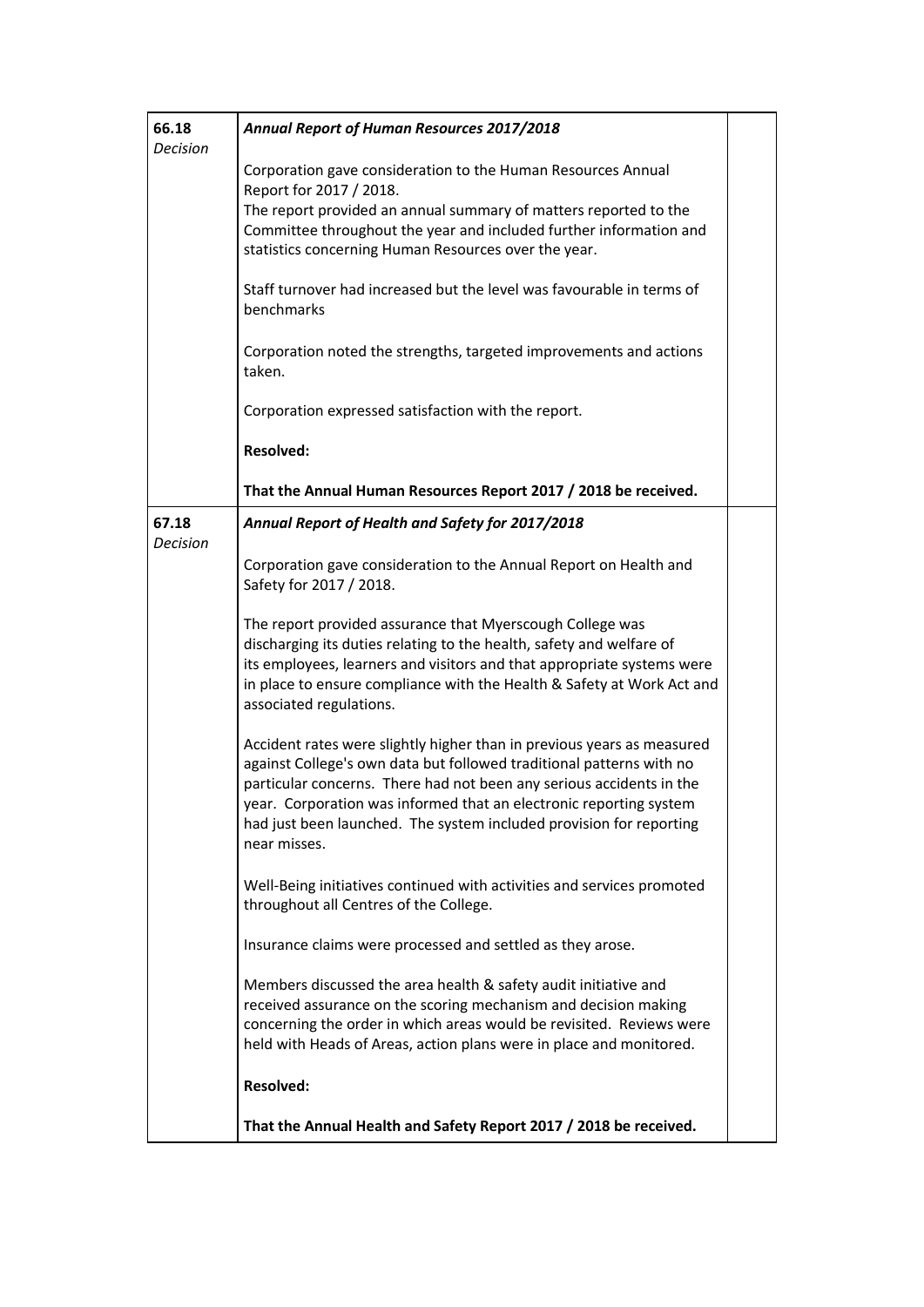| | | |
|---|---|---|
| **66.18** *Decision* | ***Annual Report of Human Resources 2017/2018***<br><br>Corporation gave consideration to the Human Resources Annual Report for 2017 / 2018.<br>The report provided an annual summary of matters reported to the Committee throughout the year and included further information and statistics concerning Human Resources over the year.<br><br>Staff turnover had increased but the level was favourable in terms of benchmarks<br><br>Corporation noted the strengths, targeted improvements and actions taken.<br><br>Corporation expressed satisfaction with the report.<br><br>**Resolved:**<br><br>**That the Annual Human Resources Report 2017 / 2018 be received.** | |
| **67.18** *Decision* | ***Annual Report of Health and Safety for 2017/2018***<br><br>Corporation gave consideration to the Annual Report on Health and Safety for 2017 / 2018.<br><br>The report provided assurance that Myerscough College was discharging its duties relating to the health, safety and welfare of its employees, learners and visitors and that appropriate systems were in place to ensure compliance with the Health & Safety at Work Act and associated regulations.<br><br>Accident rates were slightly higher than in previous years as measured against College's own data but followed traditional patterns with no particular concerns. There had not been any serious accidents in the year. Corporation was informed that an electronic reporting system had just been launched. The system included provision for reporting near misses.<br><br>Well-Being initiatives continued with activities and services promoted throughout all Centres of the College.<br><br>Insurance claims were processed and settled as they arose.<br><br>Members discussed the area health & safety audit initiative and received assurance on the scoring mechanism and decision making concerning the order in which areas would be revisited. Reviews were held with Heads of Areas, action plans were in place and monitored.<br><br>**Resolved:**<br><br>**That the Annual Health and Safety Report 2017 / 2018 be received.** | |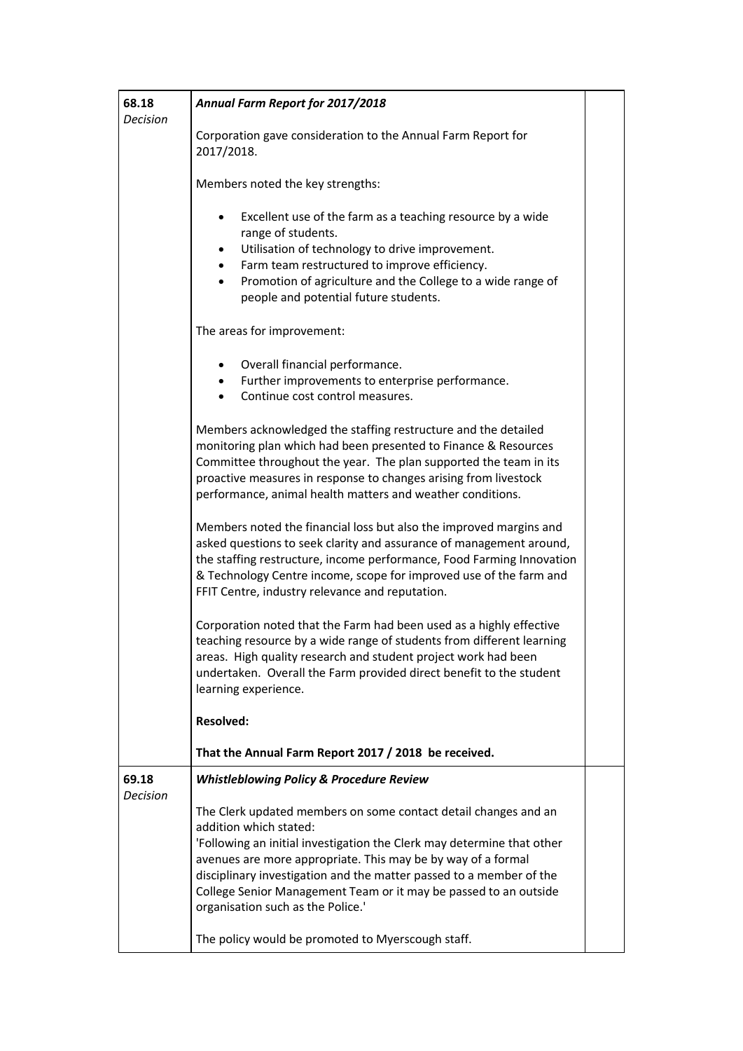| | | |
|---|---|---|
| 68.18<br>*Decision* | ***Annual Farm Report for 2017/2018***<br><br>Corporation gave consideration to the Annual Farm Report for 2017/2018.<br><br>Members noted the key strengths:<br><br>• Excellent use of the farm as a teaching resource by a wide range of students.<br>• Utilisation of technology to drive improvement.<br>• Farm team restructured to improve efficiency.<br>• Promotion of agriculture and the College to a wide range of people and potential future students.<br><br>The areas for improvement:<br><br>• Overall financial performance.<br>• Further improvements to enterprise performance.<br>• Continue cost control measures.<br><br>Members acknowledged the staffing restructure and the detailed monitoring plan which had been presented to Finance & Resources Committee throughout the year. The plan supported the team in its proactive measures in response to changes arising from livestock performance, animal health matters and weather conditions.<br><br>Members noted the financial loss but also the improved margins and asked questions to seek clarity and assurance of management around, the staffing restructure, income performance, Food Farming Innovation & Technology Centre income, scope for improved use of the farm and FFIT Centre, industry relevance and reputation.<br><br>Corporation noted that the Farm had been used as a highly effective teaching resource by a wide range of students from different learning areas. High quality research and student project work had been undertaken. Overall the Farm provided direct benefit to the student learning experience.<br><br>**Resolved:**<br><br>**That the Annual Farm Report 2017 / 2018 be received.** | |
| 69.18<br>*Decision* | ***Whistleblowing Policy & Procedure Review***<br><br>The Clerk updated members on some contact detail changes and an addition which stated:<br>'Following an initial investigation the Clerk may determine that other avenues are more appropriate. This may be by way of a formal disciplinary investigation and the matter passed to a member of the College Senior Management Team or it may be passed to an outside organisation such as the Police.'<br><br>The policy would be promoted to Myerscough staff. | |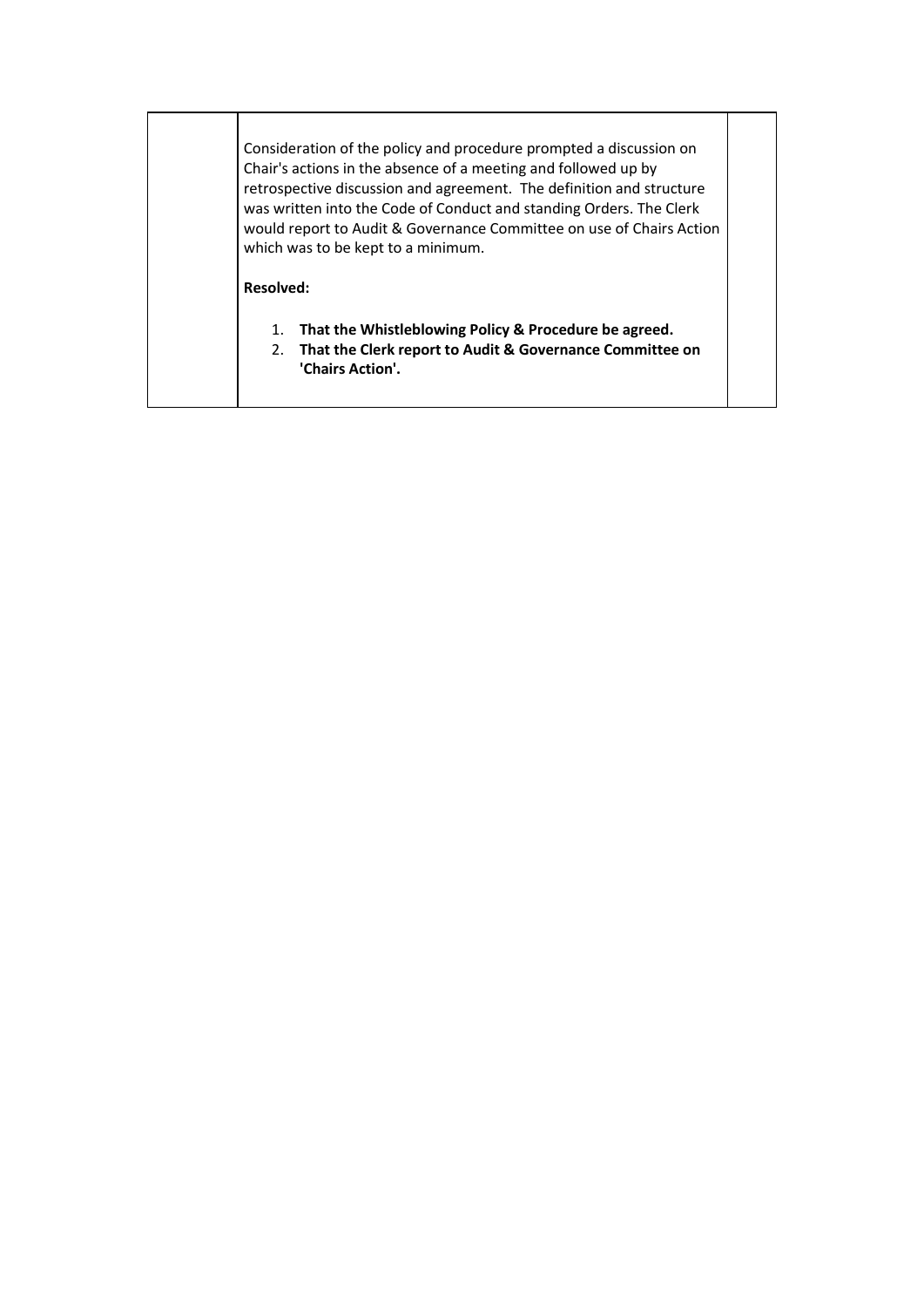| | | |
|---|---|---|
| | Consideration of the policy and procedure prompted a discussion on Chair's actions in the absence of a meeting and followed up by retrospective discussion and agreement. The definition and structure was written into the Code of Conduct and standing Orders. The Clerk would report to Audit & Governance Committee on use of Chairs Action which was to be kept to a minimum.<br><br>**Resolved:**<br><br>1. **That the Whistleblowing Policy & Procedure be agreed.**<br>2. **That the Clerk report to Audit & Governance Committee on 'Chairs Action'.** | |